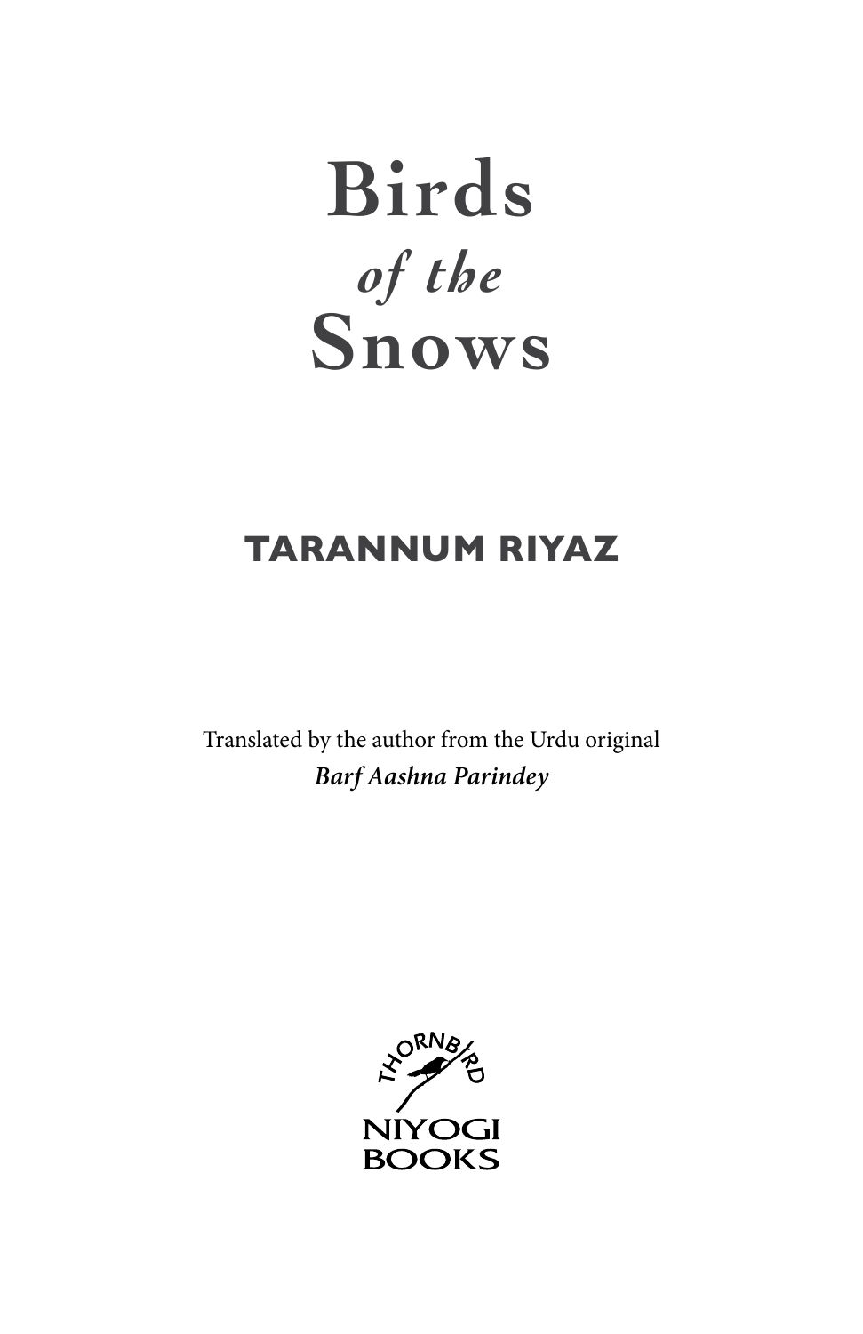# Birds *of the* Snows

## TARANNUM RIYAZ

Translated by the author from the Urdu original
***Barf Aashna Parindey***

THORNBIRD

NIYOGI BOOKS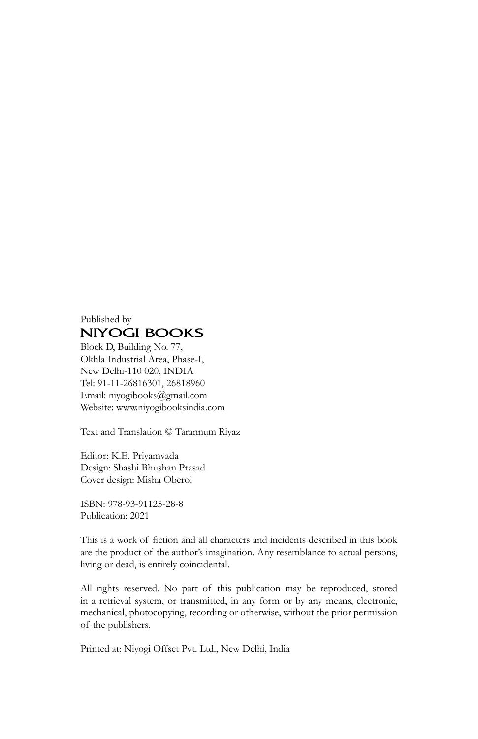Published by

**NIYOGI BOOKS**

Block D, Building No. 77,
Okhla Industrial Area, Phase-I,
New Delhi-110 020, INDIA
Tel: 91-11-26816301, 26818960
Email: niyogibooks@gmail.com
Website: www.niyogibooksindia.com

Text and Translation © Tarannum Riyaz

Editor: K.E. Priyamvada
Design: Shashi Bhushan Prasad
Cover design: Misha Oberoi

ISBN: 978-93-91125-28-8
Publication: 2021

This is a work of fiction and all characters and incidents described in this book are the product of the author's imagination. Any resemblance to actual persons, living or dead, is entirely coincidental.

All rights reserved. No part of this publication may be reproduced, stored in a retrieval system, or transmitted, in any form or by any means, electronic, mechanical, photocopying, recording or otherwise, without the prior permission of the publishers.

Printed at: Niyogi Offset Pvt. Ltd., New Delhi, India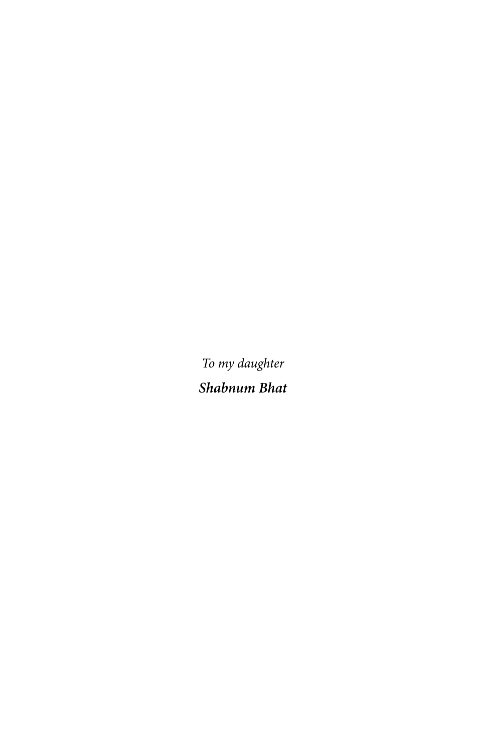*To my daughter*

***Shabnum Bhat***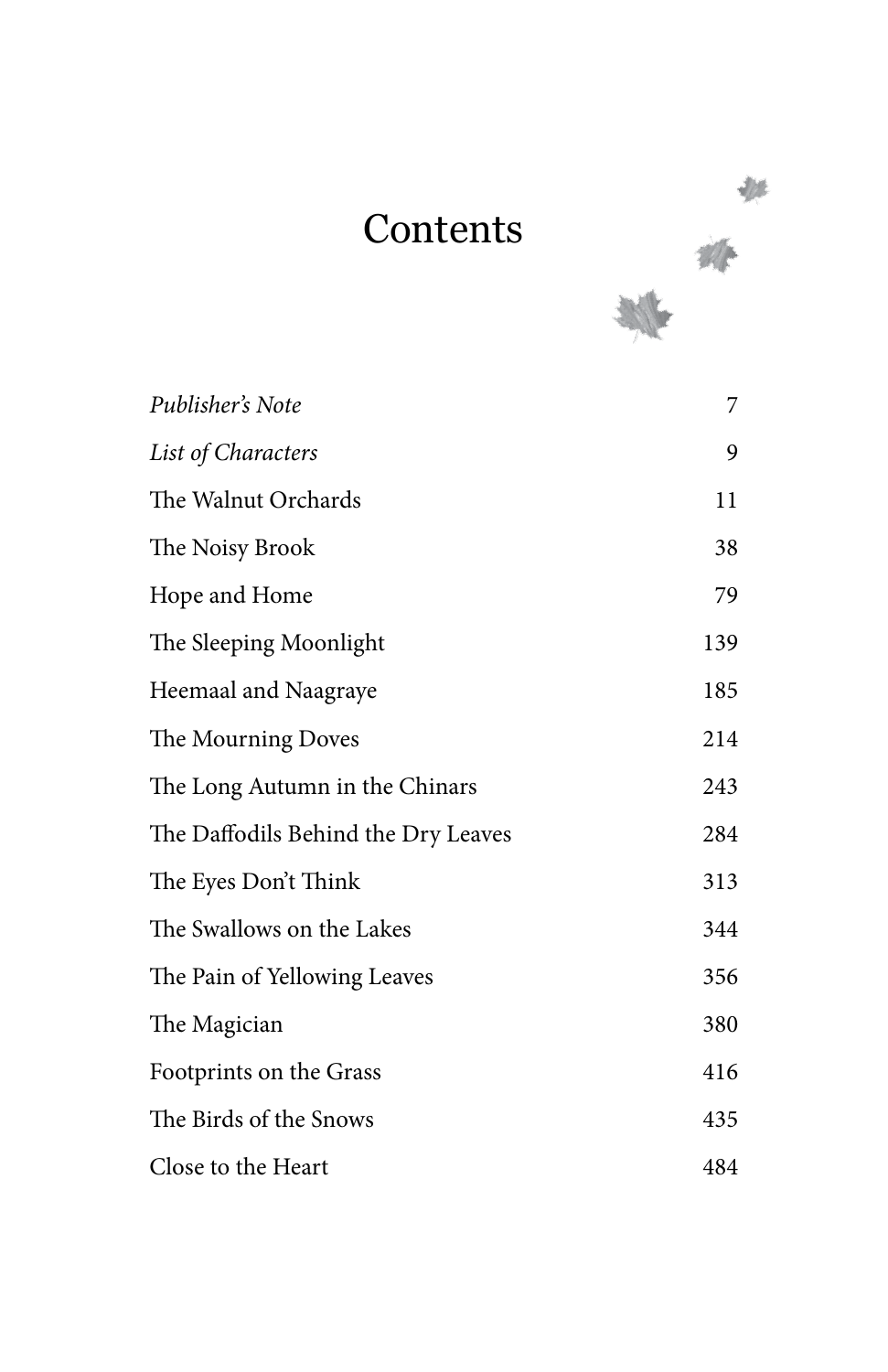# Contents

| | |
|---|---|
| *Publisher's Note* | 7 |
| *List of Characters* | 9 |
| The Walnut Orchards | 11 |
| The Noisy Brook | 38 |
| Hope and Home | 79 |
| The Sleeping Moonlight | 139 |
| Heemaal and Naagraye | 185 |
| The Mourning Doves | 214 |
| The Long Autumn in the Chinars | 243 |
| The Daffodils Behind the Dry Leaves | 284 |
| The Eyes Don't Think | 313 |
| The Swallows on the Lakes | 344 |
| The Pain of Yellowing Leaves | 356 |
| The Magician | 380 |
| Footprints on the Grass | 416 |
| The Birds of the Snows | 435 |
| Close to the Heart | 484 |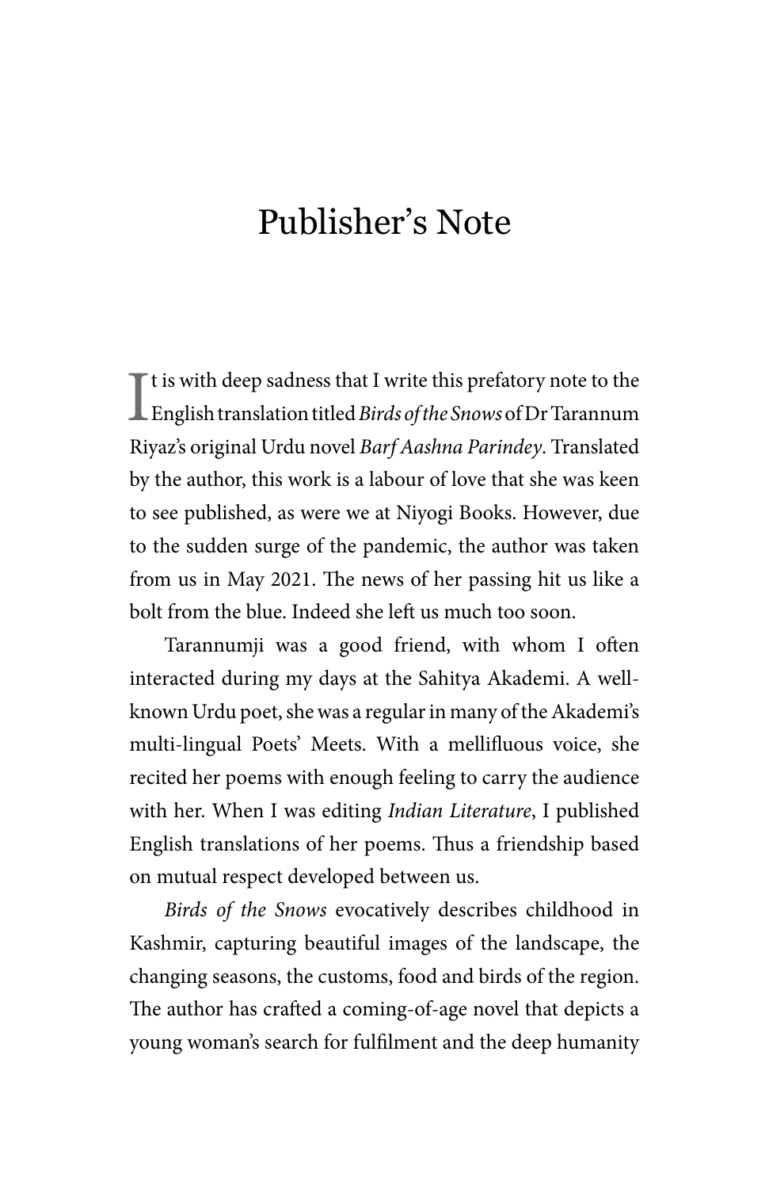# Publisher's Note

It is with deep sadness that I write this prefatory note to the English translation titled *Birds of the Snows* of Dr Tarannum Riyaz's original Urdu novel *Barf Aashna Parindey*. Translated by the author, this work is a labour of love that she was keen to see published, as were we at Niyogi Books. However, due to the sudden surge of the pandemic, the author was taken from us in May 2021. The news of her passing hit us like a bolt from the blue. Indeed she left us much too soon.

Tarannumji was a good friend, with whom I often interacted during my days at the Sahitya Akademi. A well-known Urdu poet, she was a regular in many of the Akademi's multi-lingual Poets' Meets. With a mellifluous voice, she recited her poems with enough feeling to carry the audience with her. When I was editing *Indian Literature*, I published English translations of her poems. Thus a friendship based on mutual respect developed between us.

*Birds of the Snows* evocatively describes childhood in Kashmir, capturing beautiful images of the landscape, the changing seasons, the customs, food and birds of the region. The author has crafted a coming-of-age novel that depicts a young woman's search for fulfilment and the deep humanity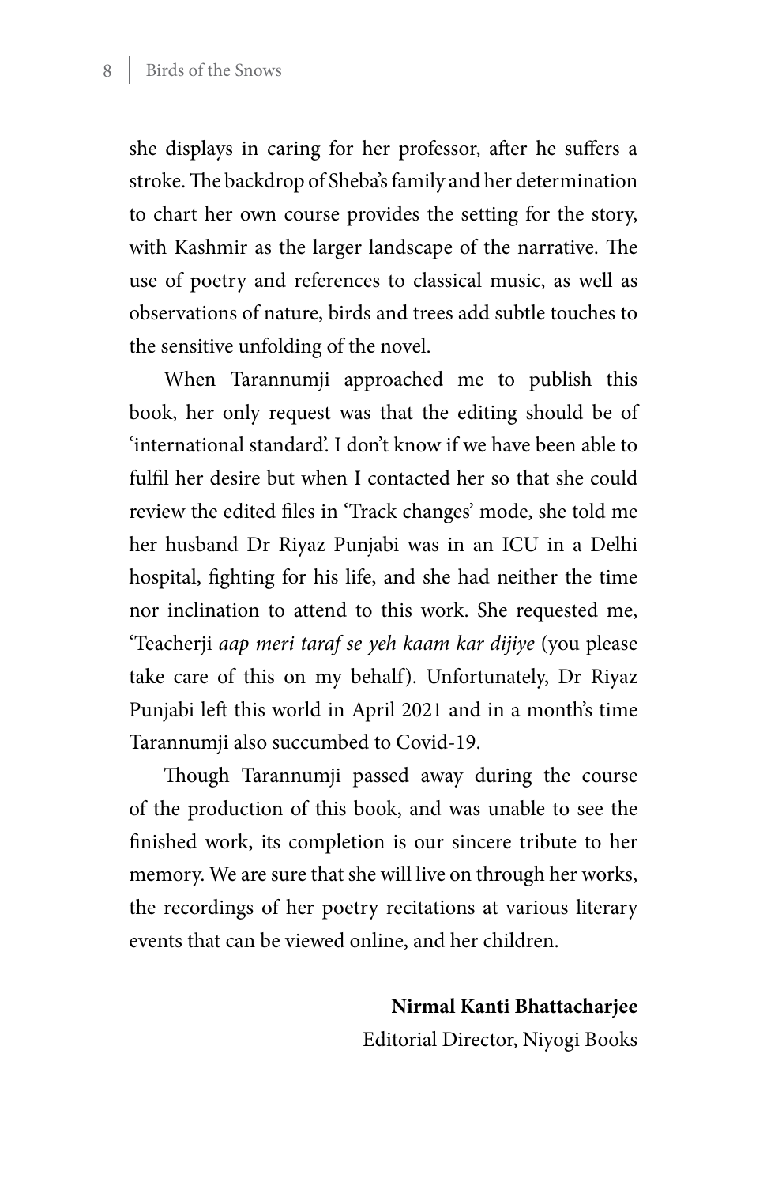she displays in caring for her professor, after he suffers a stroke. The backdrop of Sheba's family and her determination to chart her own course provides the setting for the story, with Kashmir as the larger landscape of the narrative. The use of poetry and references to classical music, as well as observations of nature, birds and trees add subtle touches to the sensitive unfolding of the novel.

When Tarannumji approached me to publish this book, her only request was that the editing should be of 'international standard'. I don't know if we have been able to fulfil her desire but when I contacted her so that she could review the edited files in 'Track changes' mode, she told me her husband Dr Riyaz Punjabi was in an ICU in a Delhi hospital, fighting for his life, and she had neither the time nor inclination to attend to this work. She requested me, 'Teacherji *aap meri taraf se yeh kaam kar dijiye* (you please take care of this on my behalf). Unfortunately, Dr Riyaz Punjabi left this world in April 2021 and in a month's time Tarannumji also succumbed to Covid-19.

Though Tarannumji passed away during the course of the production of this book, and was unable to see the finished work, its completion is our sincere tribute to her memory. We are sure that she will live on through her works, the recordings of her poetry recitations at various literary events that can be viewed online, and her children.

**Nirmal Kanti Bhattacharjee**
Editorial Director, Niyogi Books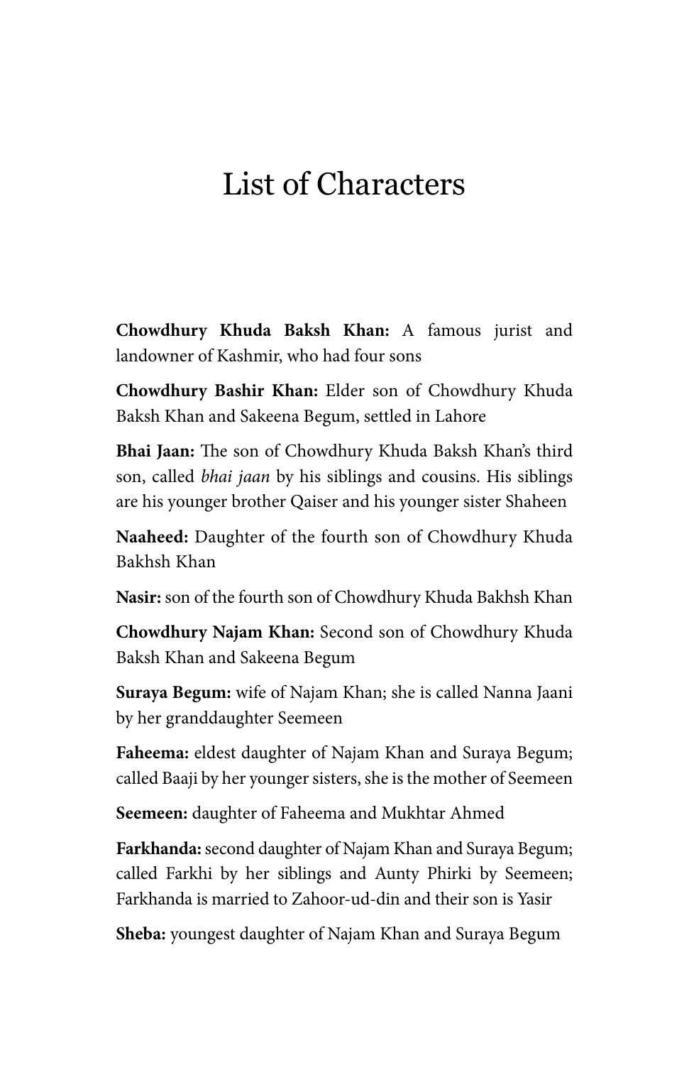# List of Characters

**Chowdhury Khuda Baksh Khan:** A famous jurist and landowner of Kashmir, who had four sons

**Chowdhury Bashir Khan:** Elder son of Chowdhury Khuda Baksh Khan and Sakeena Begum, settled in Lahore

**Bhai Jaan:** The son of Chowdhury Khuda Baksh Khan's third son, called *bhai jaan* by his siblings and cousins. His siblings are his younger brother Qaiser and his younger sister Shaheen

**Naaheed:** Daughter of the fourth son of Chowdhury Khuda Bakhsh Khan

**Nasir:** son of the fourth son of Chowdhury Khuda Bakhsh Khan

**Chowdhury Najam Khan:** Second son of Chowdhury Khuda Baksh Khan and Sakeena Begum

**Suraya Begum:** wife of Najam Khan; she is called Nanna Jaani by her granddaughter Seemeen

**Faheema:** eldest daughter of Najam Khan and Suraya Begum; called Baaji by her younger sisters, she is the mother of Seemeen

**Seemeen:** daughter of Faheema and Mukhtar Ahmed

**Farkhanda:** second daughter of Najam Khan and Suraya Begum; called Farkhi by her siblings and Aunty Phirki by Seemeen; Farkhanda is married to Zahoor-ud-din and their son is Yasir

**Sheba:** youngest daughter of Najam Khan and Suraya Begum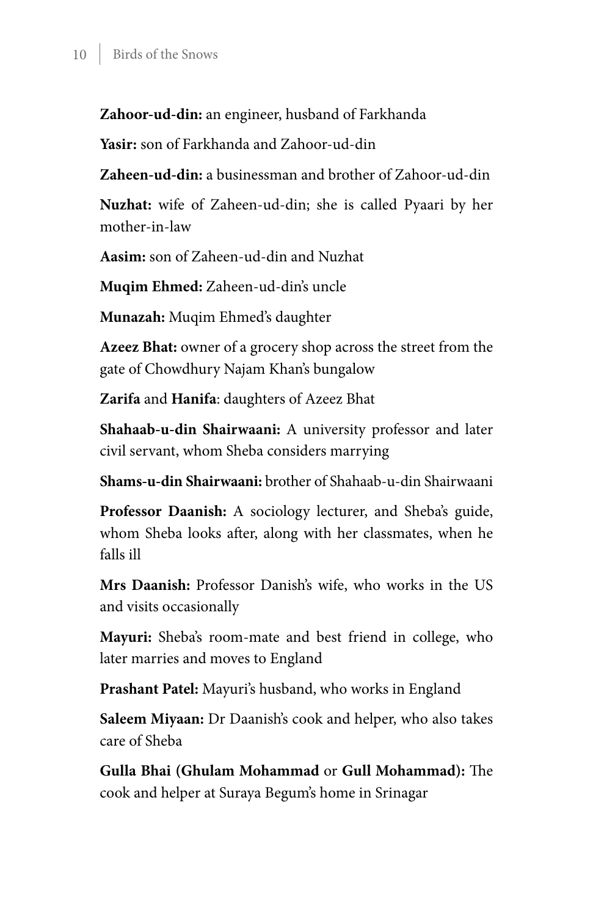**Zahoor-ud-din:** an engineer, husband of Farkhanda

**Yasir:** son of Farkhanda and Zahoor-ud-din

**Zaheen-ud-din:** a businessman and brother of Zahoor-ud-din

**Nuzhat:** wife of Zaheen-ud-din; she is called Pyaari by her mother-in-law

**Aasim:** son of Zaheen-ud-din and Nuzhat

**Muqim Ehmed:** Zaheen-ud-din's uncle

**Munazah:** Muqim Ehmed's daughter

**Azeez Bhat:** owner of a grocery shop across the street from the gate of Chowdhury Najam Khan's bungalow

**Zarifa** and **Hanifa**: daughters of Azeez Bhat

**Shahaab-u-din Shairwaani:** A university professor and later civil servant, whom Sheba considers marrying

**Shams-u-din Shairwaani:** brother of Shahaab-u-din Shairwaani

**Professor Daanish:** A sociology lecturer, and Sheba's guide, whom Sheba looks after, along with her classmates, when he falls ill

**Mrs Daanish:** Professor Danish's wife, who works in the US and visits occasionally

**Mayuri:** Sheba's room-mate and best friend in college, who later marries and moves to England

**Prashant Patel:** Mayuri's husband, who works in England

**Saleem Miyaan:** Dr Daanish's cook and helper, who also takes care of Sheba

**Gulla Bhai (Ghulam Mohammad** or **Gull Mohammad):** The cook and helper at Suraya Begum's home in Srinagar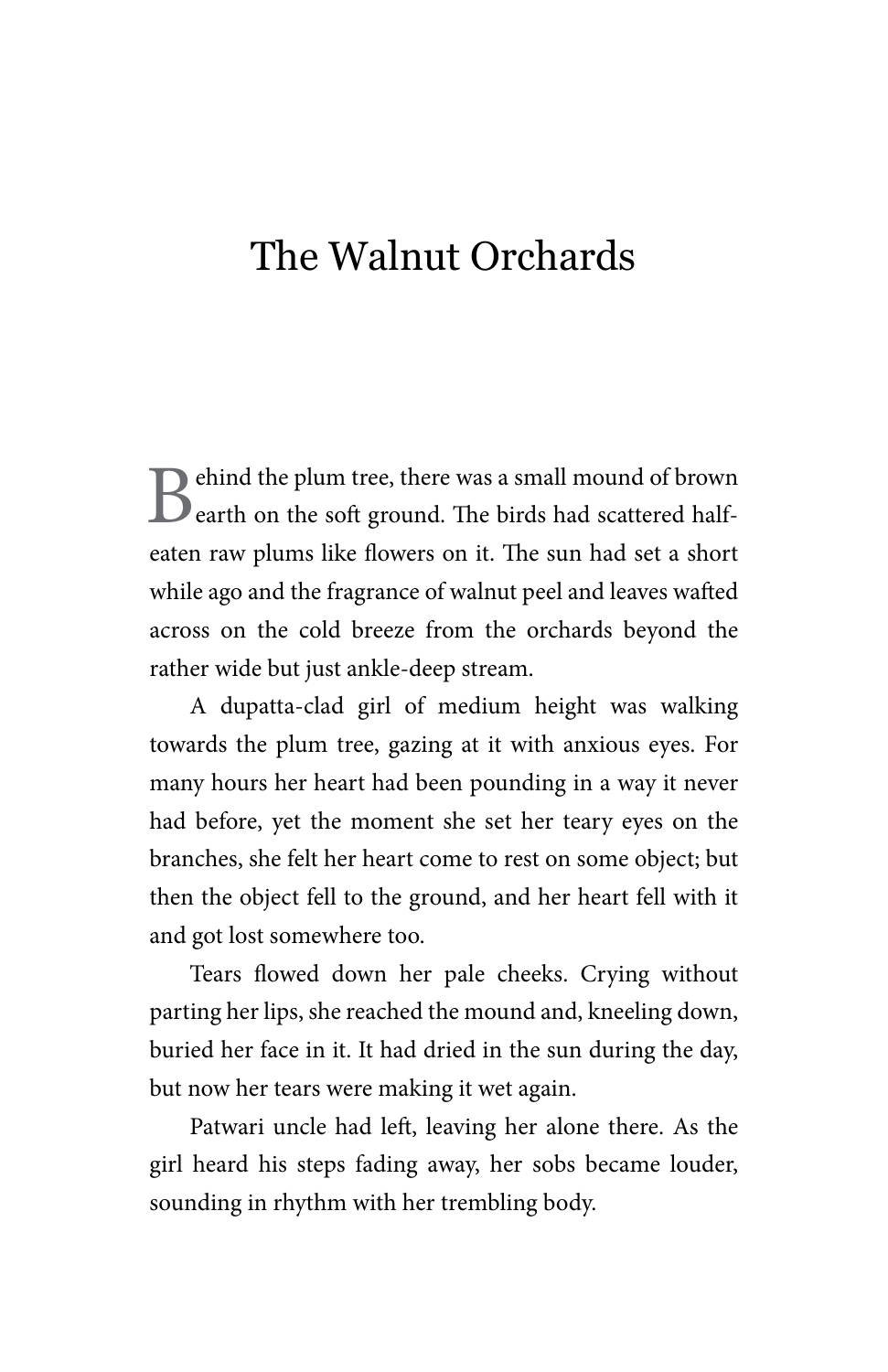# The Walnut Orchards

Behind the plum tree, there was a small mound of brown earth on the soft ground. The birds had scattered half-eaten raw plums like flowers on it. The sun had set a short while ago and the fragrance of walnut peel and leaves wafted across on the cold breeze from the orchards beyond the rather wide but just ankle-deep stream.

A dupatta-clad girl of medium height was walking towards the plum tree, gazing at it with anxious eyes. For many hours her heart had been pounding in a way it never had before, yet the moment she set her teary eyes on the branches, she felt her heart come to rest on some object; but then the object fell to the ground, and her heart fell with it and got lost somewhere too.

Tears flowed down her pale cheeks. Crying without parting her lips, she reached the mound and, kneeling down, buried her face in it. It had dried in the sun during the day, but now her tears were making it wet again.

Patwari uncle had left, leaving her alone there. As the girl heard his steps fading away, her sobs became louder, sounding in rhythm with her trembling body.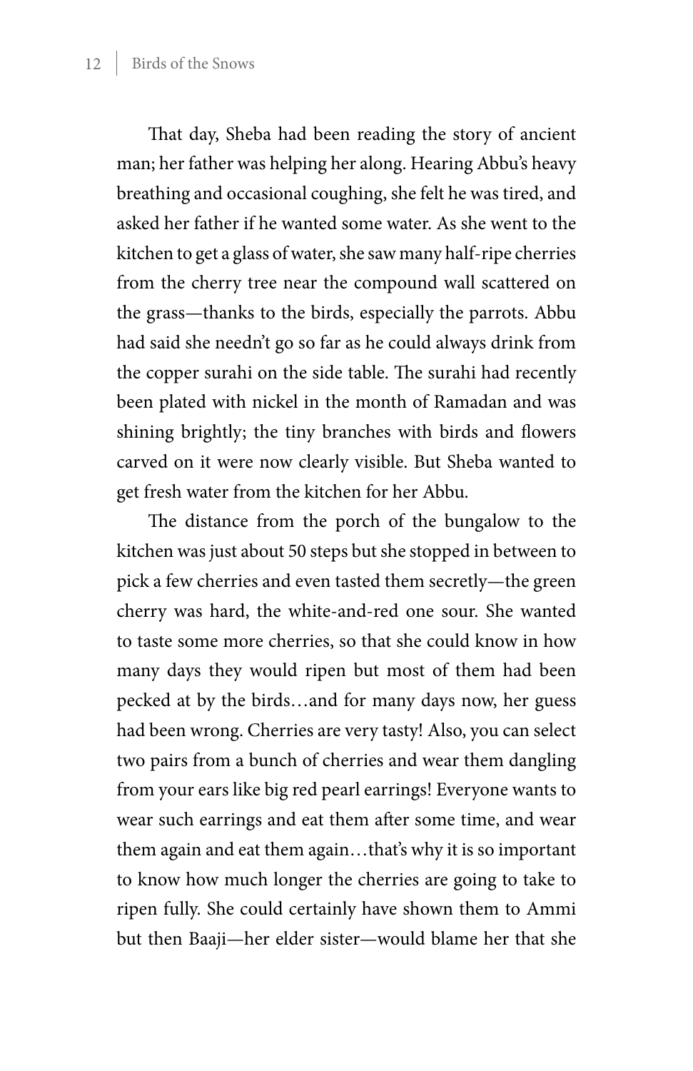That day, Sheba had been reading the story of ancient man; her father was helping her along. Hearing Abbu's heavy breathing and occasional coughing, she felt he was tired, and asked her father if he wanted some water. As she went to the kitchen to get a glass of water, she saw many half-ripe cherries from the cherry tree near the compound wall scattered on the grass—thanks to the birds, especially the parrots. Abbu had said she needn't go so far as he could always drink from the copper surahi on the side table. The surahi had recently been plated with nickel in the month of Ramadan and was shining brightly; the tiny branches with birds and flowers carved on it were now clearly visible. But Sheba wanted to get fresh water from the kitchen for her Abbu.

The distance from the porch of the bungalow to the kitchen was just about 50 steps but she stopped in between to pick a few cherries and even tasted them secretly—the green cherry was hard, the white-and-red one sour. She wanted to taste some more cherries, so that she could know in how many days they would ripen but most of them had been pecked at by the birds…and for many days now, her guess had been wrong. Cherries are very tasty! Also, you can select two pairs from a bunch of cherries and wear them dangling from your ears like big red pearl earrings! Everyone wants to wear such earrings and eat them after some time, and wear them again and eat them again…that's why it is so important to know how much longer the cherries are going to take to ripen fully. She could certainly have shown them to Ammi but then Baaji—her elder sister—would blame her that she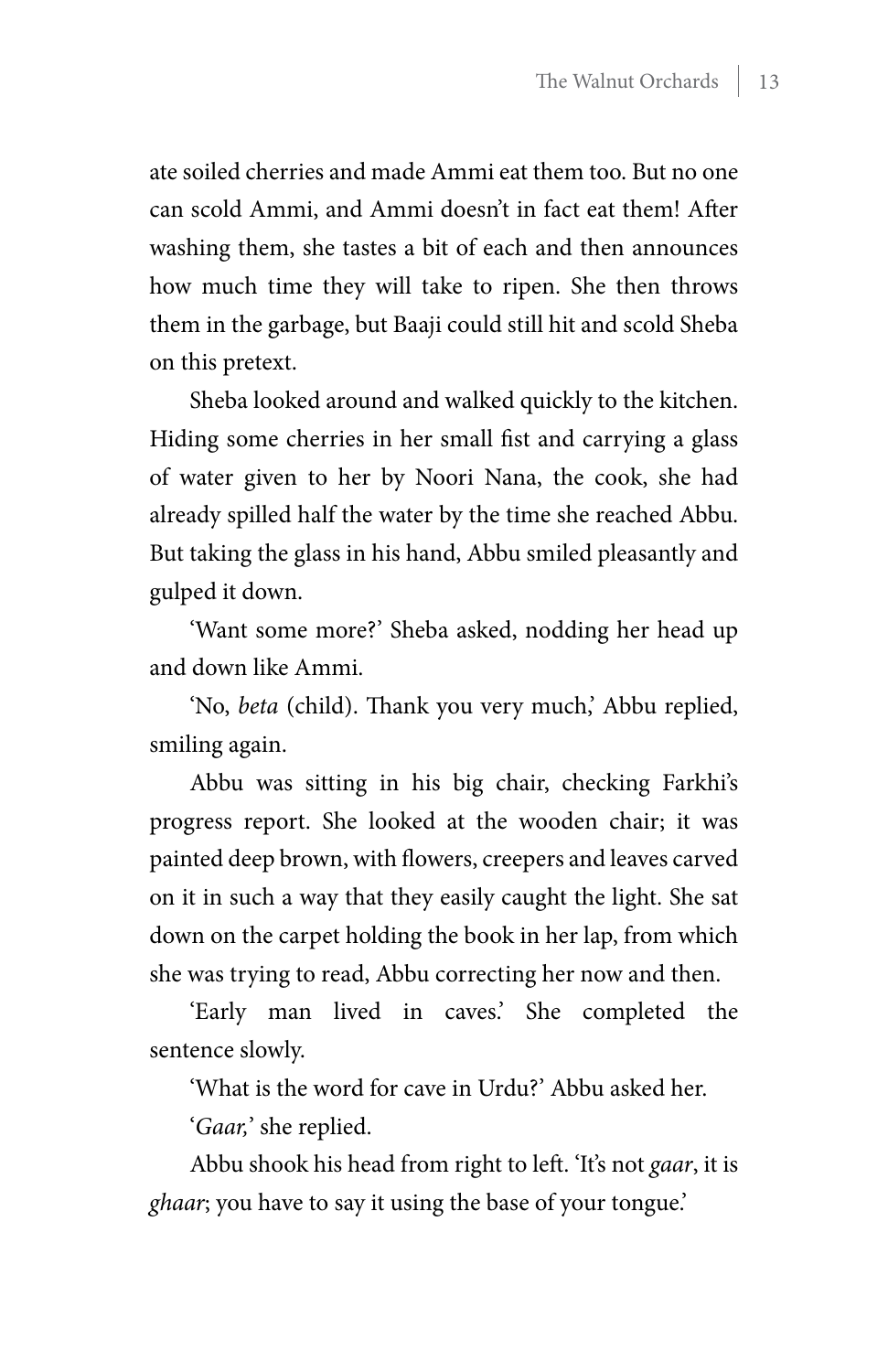ate soiled cherries and made Ammi eat them too. But no one can scold Ammi, and Ammi doesn't in fact eat them! After washing them, she tastes a bit of each and then announces how much time they will take to ripen. She then throws them in the garbage, but Baaji could still hit and scold Sheba on this pretext.

Sheba looked around and walked quickly to the kitchen. Hiding some cherries in her small fist and carrying a glass of water given to her by Noori Nana, the cook, she had already spilled half the water by the time she reached Abbu. But taking the glass in his hand, Abbu smiled pleasantly and gulped it down.

'Want some more?' Sheba asked, nodding her head up and down like Ammi.

'No, *beta* (child). Thank you very much,' Abbu replied, smiling again.

Abbu was sitting in his big chair, checking Farkhi's progress report. She looked at the wooden chair; it was painted deep brown, with flowers, creepers and leaves carved on it in such a way that they easily caught the light. She sat down on the carpet holding the book in her lap, from which she was trying to read, Abbu correcting her now and then.

'Early man lived in caves.' She completed the sentence slowly.

'What is the word for cave in Urdu?' Abbu asked her.

'*Gaar,*' she replied.

Abbu shook his head from right to left. 'It's not *gaar*, it is *ghaar*; you have to say it using the base of your tongue.'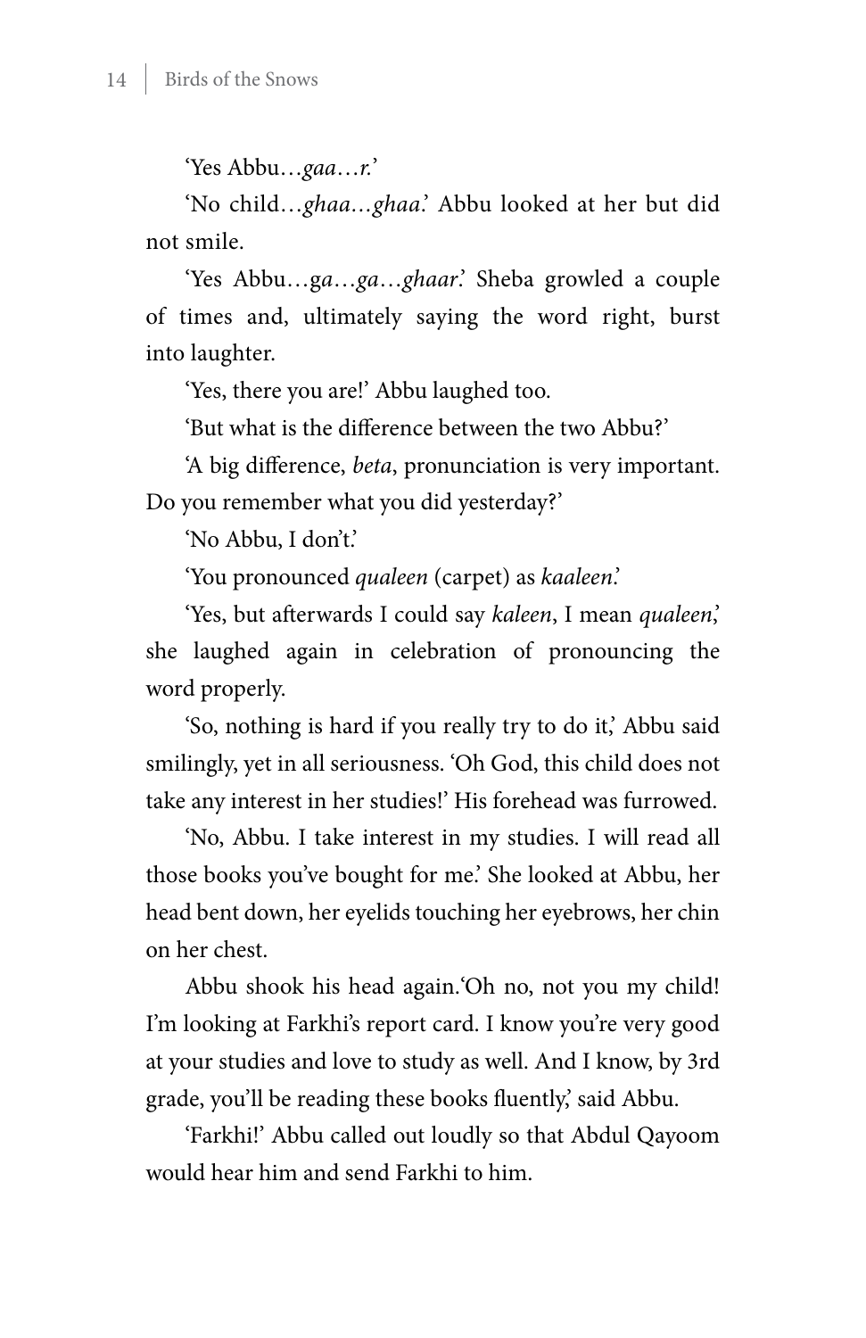'Yes Abbu…*gaa…r.*'

'No child…*ghaa…ghaa*.' Abbu looked at her but did not smile.

'Yes Abbu…g*a*…*ga*…*ghaar*.' Sheba growled a couple of times and, ultimately saying the word right, burst into laughter.

'Yes, there you are!' Abbu laughed too.

'But what is the difference between the two Abbu?'

'A big difference, *beta*, pronunciation is very important. Do you remember what you did yesterday?'

'No Abbu, I don't.'

'You pronounced *qualeen* (carpet) as *kaaleen*.'

'Yes, but afterwards I could say *kaleen*, I mean *qualeen*,' she laughed again in celebration of pronouncing the word properly.

'So, nothing is hard if you really try to do it,' Abbu said smilingly, yet in all seriousness. 'Oh God, this child does not take any interest in her studies!' His forehead was furrowed.

'No, Abbu. I take interest in my studies. I will read all those books you've bought for me.' She looked at Abbu, her head bent down, her eyelids touching her eyebrows, her chin on her chest.

Abbu shook his head again.'Oh no, not you my child! I'm looking at Farkhi's report card. I know you're very good at your studies and love to study as well. And I know, by 3rd grade, you'll be reading these books fluently,' said Abbu.

'Farkhi!' Abbu called out loudly so that Abdul Qayoom would hear him and send Farkhi to him.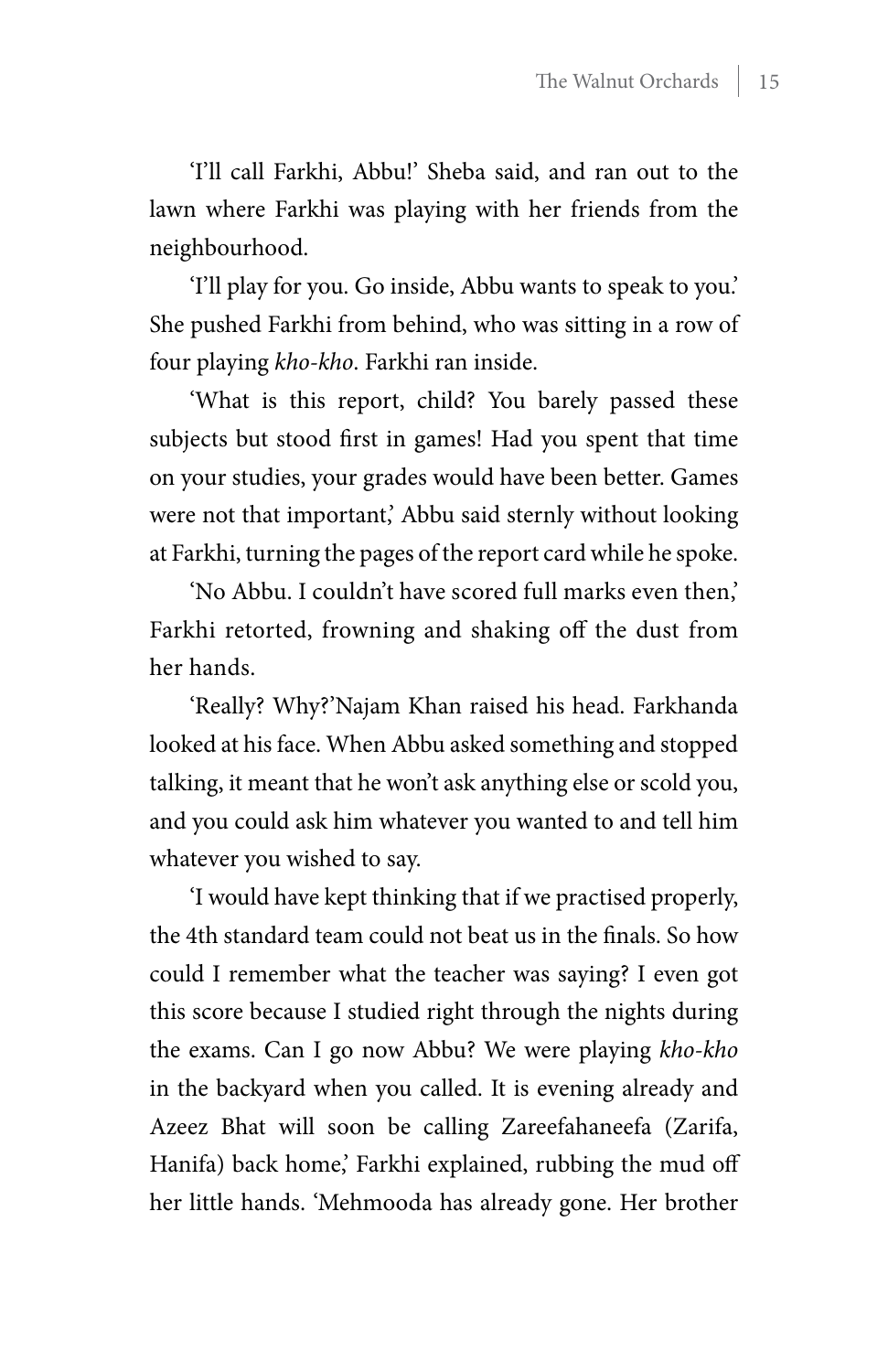'I'll call Farkhi, Abbu!' Sheba said, and ran out to the lawn where Farkhi was playing with her friends from the neighbourhood.

'I'll play for you. Go inside, Abbu wants to speak to you.' She pushed Farkhi from behind, who was sitting in a row of four playing *kho-kho*. Farkhi ran inside.

'What is this report, child? You barely passed these subjects but stood first in games! Had you spent that time on your studies, your grades would have been better. Games were not that important,' Abbu said sternly without looking at Farkhi, turning the pages of the report card while he spoke.

'No Abbu. I couldn't have scored full marks even then,' Farkhi retorted, frowning and shaking off the dust from her hands.

'Really? Why?'Najam Khan raised his head. Farkhanda looked at his face. When Abbu asked something and stopped talking, it meant that he won't ask anything else or scold you, and you could ask him whatever you wanted to and tell him whatever you wished to say.

'I would have kept thinking that if we practised properly, the 4th standard team could not beat us in the finals. So how could I remember what the teacher was saying? I even got this score because I studied right through the nights during the exams. Can I go now Abbu? We were playing *kho-kho* in the backyard when you called. It is evening already and Azeez Bhat will soon be calling Zareefahaneefa (Zarifa, Hanifa) back home,' Farkhi explained, rubbing the mud off her little hands. 'Mehmooda has already gone. Her brother